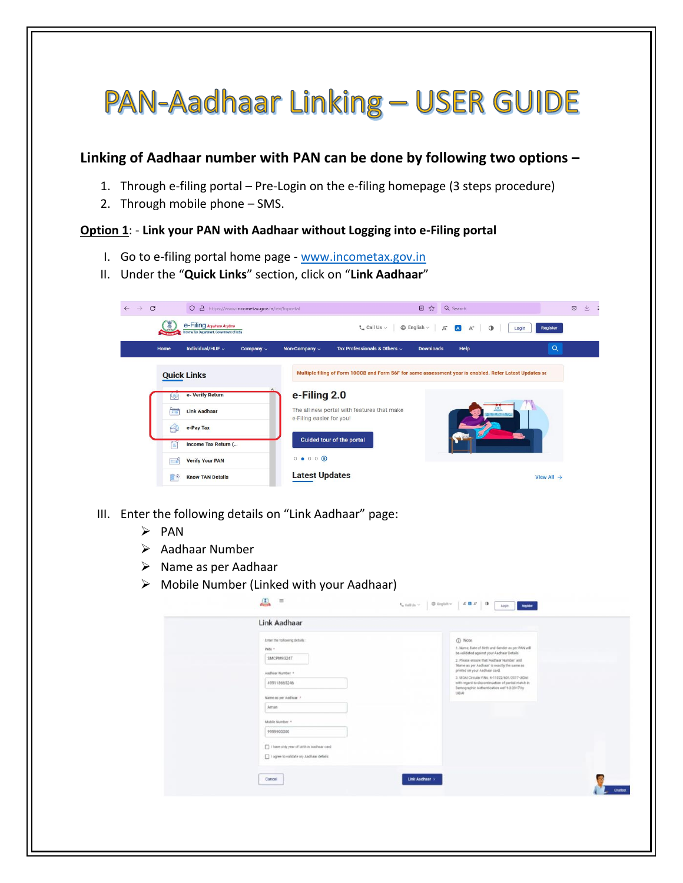# PAN-Aadhaar Linking – USER GUIDE

**Linking of Aadhaar number with PAN can be done by following two options –**

1. Through e-filing portal – Pre-Login on the e-filing homepage (3 steps procedure)
2. Through mobile phone – SMS.

**<u>Option 1</u>: - Link your PAN with Aadhaar without Logging into e-Filing portal**

I. Go to e-filing portal home page - www.incometax.gov.in

II. Under the "**Quick Links**" section, click on "**Link Aadhaar**"

III. Enter the following details on "Link Aadhaar" page:

- PAN
- Aadhaar Number
- Name as per Aadhaar
- Mobile Number (Linked with your Aadhaar)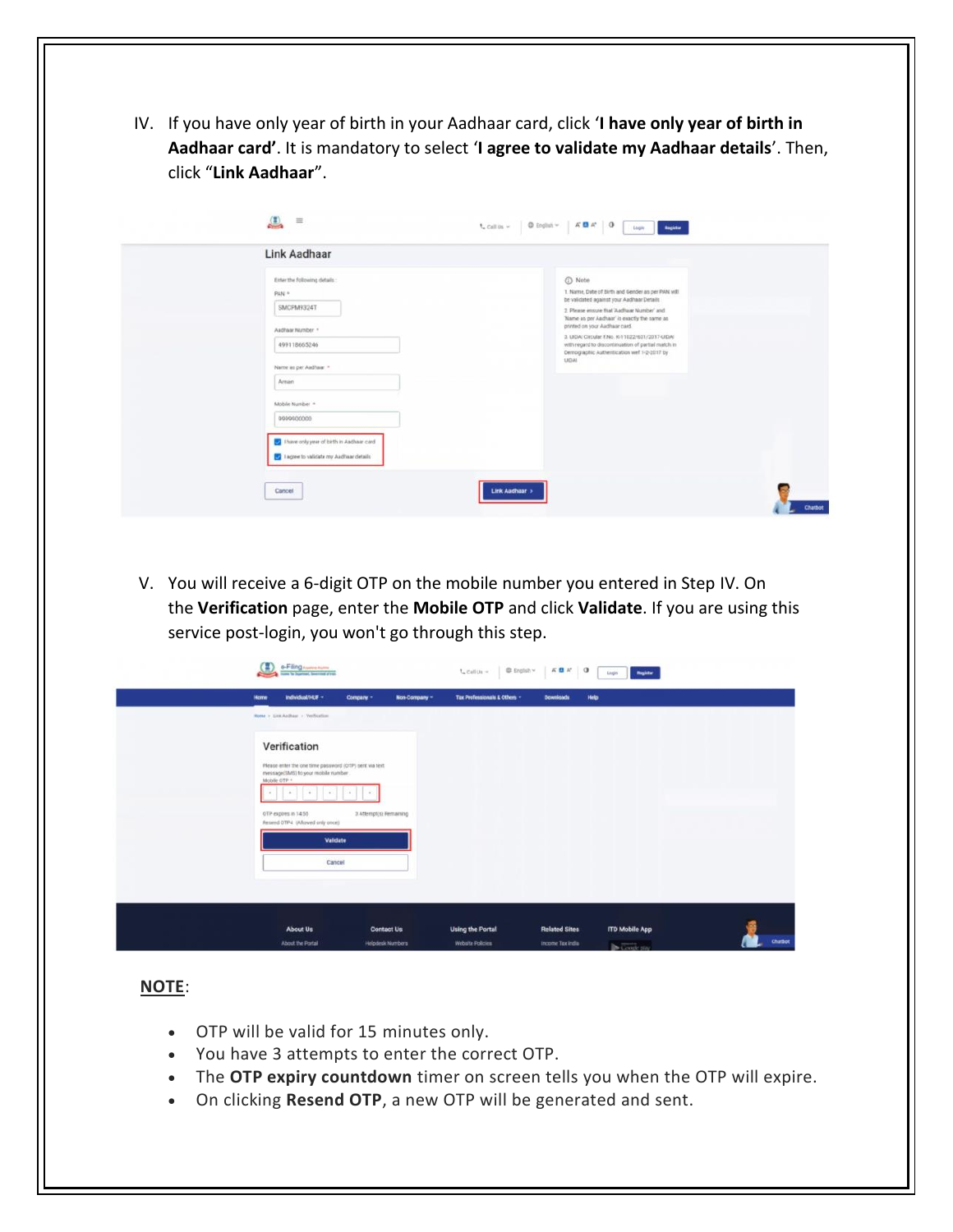IV. If you have only year of birth in your Aadhaar card, click '**I have only year of birth in Aadhaar card'**. It is mandatory to select '**I agree to validate my Aadhaar details**'. Then, click "**Link Aadhaar**".

V. You will receive a 6-digit OTP on the mobile number you entered in Step IV. On the **Verification** page, enter the **Mobile OTP** and click **Validate**. If you are using this service post-login, you won't go through this step.

**NOTE**:

- OTP will be valid for 15 minutes only.
- You have 3 attempts to enter the correct OTP.
- The **OTP expiry countdown** timer on screen tells you when the OTP will expire.
- On clicking **Resend OTP**, a new OTP will be generated and sent.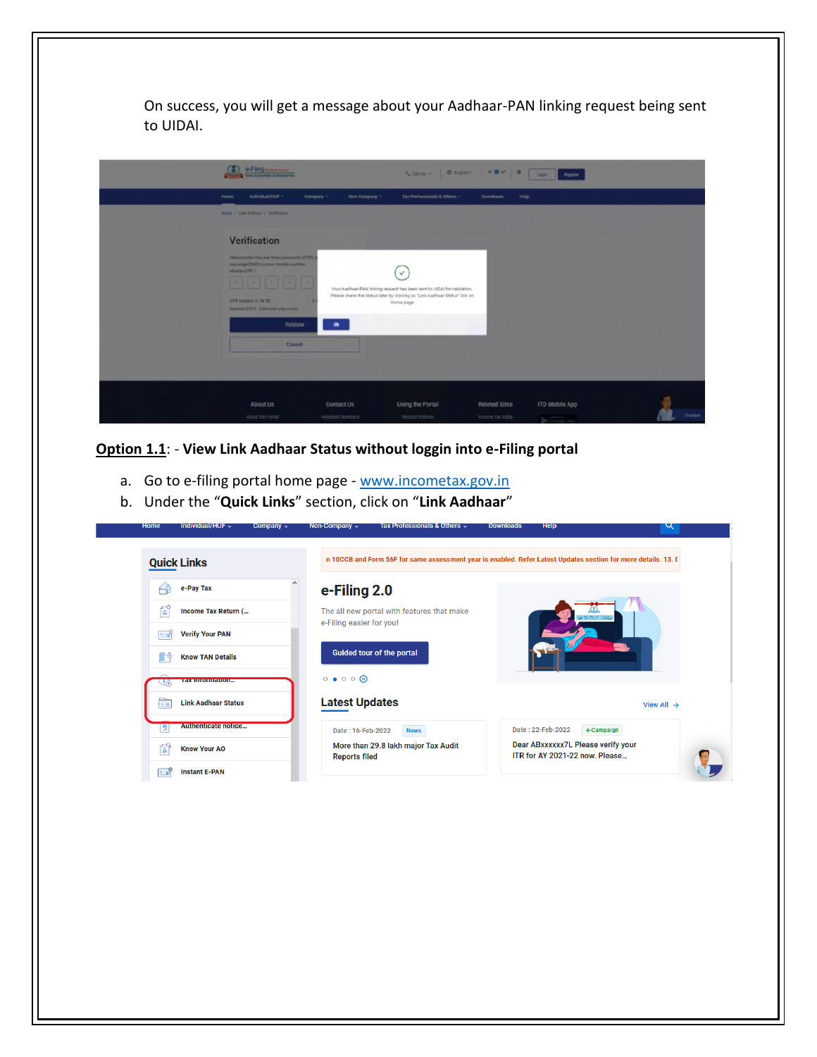On success, you will get a message about your Aadhaar-PAN linking request being sent to UIDAI.

**Option 1.1**: - **View Link Aadhaar Status without loggin into e-Filing portal**

a. Go to e-filing portal home page - www.incometax.gov.in
b. Under the "**Quick Links**" section, click on "**Link Aadhaar**"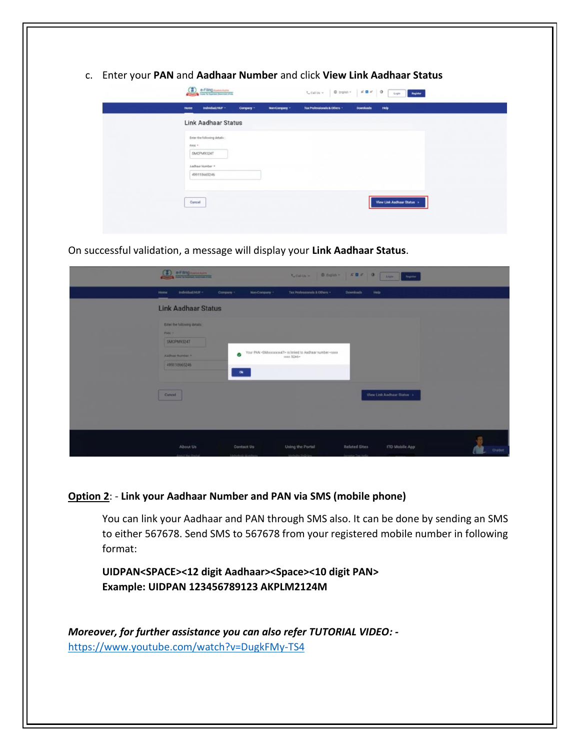c. Enter your **PAN** and **Aadhaar Number** and click **View Link Aadhaar Status**

On successful validation, a message will display your **Link Aadhaar Status**.

**<u>Option 2</u>**: - **Link your Aadhaar Number and PAN via SMS (mobile phone)**

You can link your Aadhaar and PAN through SMS also. It can be done by sending an SMS to either 567678. Send SMS to 567678 from your registered mobile number in following format:

**UIDPAN<SPACE><12 digit Aadhaar><Space><10 digit PAN>**
**Example: UIDPAN 123456789123 AKPLM2124M**

***Moreover, for further assistance you can also refer TUTORIAL VIDEO: -***
https://www.youtube.com/watch?v=DugkFMy-TS4